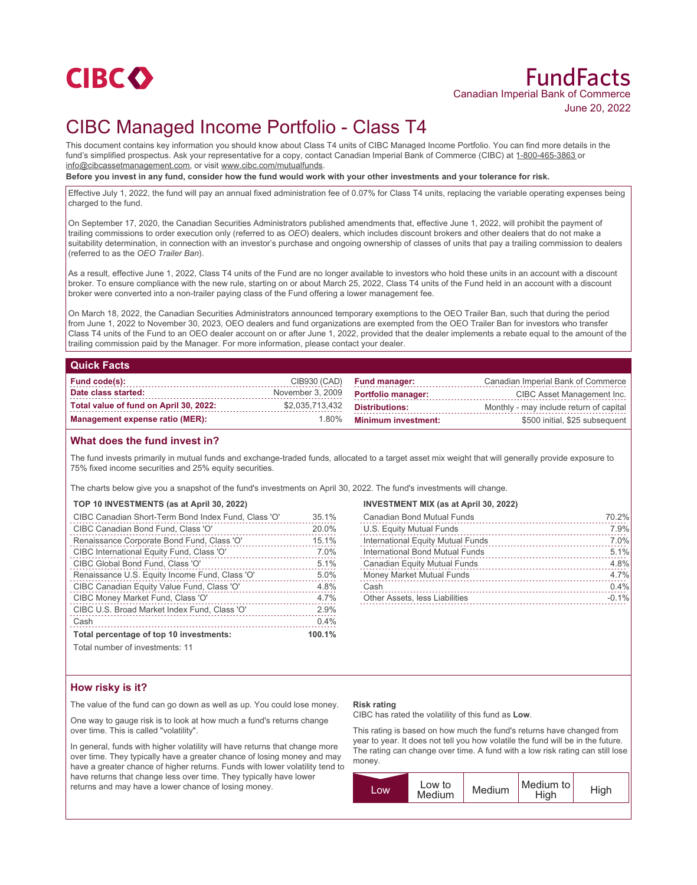# FundFacts

Canadian Imperial Bank of Commerce

June 20, 2022

# CIBC Managed Income Portfolio - Class T4

This document contains key information you should know about Class T4 units of CIBC Managed Income Portfolio. You can find more details in the fund's simplified prospectus. Ask your representative for a copy, contact Canadian Imperial Bank of Commerce (CIBC) at 1-800-465-3863 or info@cibcassetmanagement.com, or visit www.cibc.com/mutualfunds.

**Before you invest in any fund, consider how the fund would work with your other investments and your tolerance for risk.**

Effective July 1, 2022, the fund will pay an annual fixed administration fee of 0.07% for Class T4 units, replacing the variable operating expenses being charged to the fund.

On September 17, 2020, the Canadian Securities Administrators published amendments that, effective June 1, 2022, will prohibit the payment of trailing commissions to order execution only (referred to as *OEO*) dealers, which includes discount brokers and other dealers that do not make a suitability determination, in connection with an investor's purchase and ongoing ownership of classes of units that pay a trailing commission to dealers (referred to as the *OEO Trailer Ban*).

As a result, effective June 1, 2022, Class T4 units of the Fund are no longer available to investors who hold these units in an account with a discount broker. To ensure compliance with the new rule, starting on or about March 25, 2022, Class T4 units of the Fund held in an account with a discount broker were converted into a non-trailer paying class of the Fund offering a lower management fee.

On March 18, 2022, the Canadian Securities Administrators announced temporary exemptions to the OEO Trailer Ban, such that during the period from June 1, 2022 to November 30, 2023, OEO dealers and fund organizations are exempted from the OEO Trailer Ban for investors who transfer Class T4 units of the Fund to an OEO dealer account on or after June 1, 2022, provided that the dealer implements a rebate equal to the amount of the trailing commission paid by the Manager. For more information, please contact your dealer.

## Quick Facts

| | | | |
|---|---|---|---|
| **Fund code(s):** | CIB930 (CAD) | **Fund manager:** | Canadian Imperial Bank of Commerce |
| **Date class started:** | November 3, 2009 | **Portfolio manager:** | CIBC Asset Management Inc. |
| **Total value of fund on April 30, 2022:** | $2,035,713,432 | **Distributions:** | Monthly - may include return of capital |
| **Management expense ratio (MER):** | 1.80% | **Minimum investment:** | $500 initial, $25 subsequent |

## What does the fund invest in?

The fund invests primarily in mutual funds and exchange-traded funds, allocated to a target asset mix weight that will generally provide exposure to 75% fixed income securities and 25% equity securities.

The charts below give you a snapshot of the fund's investments on April 30, 2022. The fund's investments will change.

**TOP 10 INVESTMENTS (as at April 30, 2022)**

| | |
|---|---|
| CIBC Canadian Short-Term Bond Index Fund, Class 'O' | 35.1% |
| CIBC Canadian Bond Fund, Class 'O' | 20.0% |
| Renaissance Corporate Bond Fund, Class 'O' | 15.1% |
| CIBC International Equity Fund, Class 'O' | 7.0% |
| CIBC Global Bond Fund, Class 'O' | 5.1% |
| Renaissance U.S. Equity Income Fund, Class 'O' | 5.0% |
| CIBC Canadian Equity Value Fund, Class 'O' | 4.8% |
| CIBC Money Market Fund, Class 'O' | 4.7% |
| CIBC U.S. Broad Market Index Fund, Class 'O' | 2.9% |
| Cash | 0.4% |
| **Total percentage of top 10 investments:** | **100.1%** |

Total number of investments: 11

**INVESTMENT MIX (as at April 30, 2022)**

| | |
|---|---|
| Canadian Bond Mutual Funds | 70.2% |
| U.S. Equity Mutual Funds | 7.9% |
| International Equity Mutual Funds | 7.0% |
| International Bond Mutual Funds | 5.1% |
| Canadian Equity Mutual Funds | 4.8% |
| Money Market Mutual Funds | 4.7% |
| Cash | 0.4% |
| Other Assets, less Liabilities | -0.1% |

## How risky is it?

The value of the fund can go down as well as up. You could lose money.

One way to gauge risk is to look at how much a fund's returns change over time. This is called "volatility".

In general, funds with higher volatility will have returns that change more over time. They typically have a greater chance of losing money and may have a greater chance of higher returns. Funds with lower volatility tend to have returns that change less over time. They typically have lower returns and may have a lower chance of losing money.

**Risk rating**

CIBC has rated the volatility of this fund as **Low**.

This rating is based on how much the fund's returns have changed from year to year. It does not tell you how volatile the fund will be in the future. The rating can change over time. A fund with a low risk rating can still lose money.

| **Low** | Low to Medium | Medium | Medium to High | High |
|---|---|---|---|---|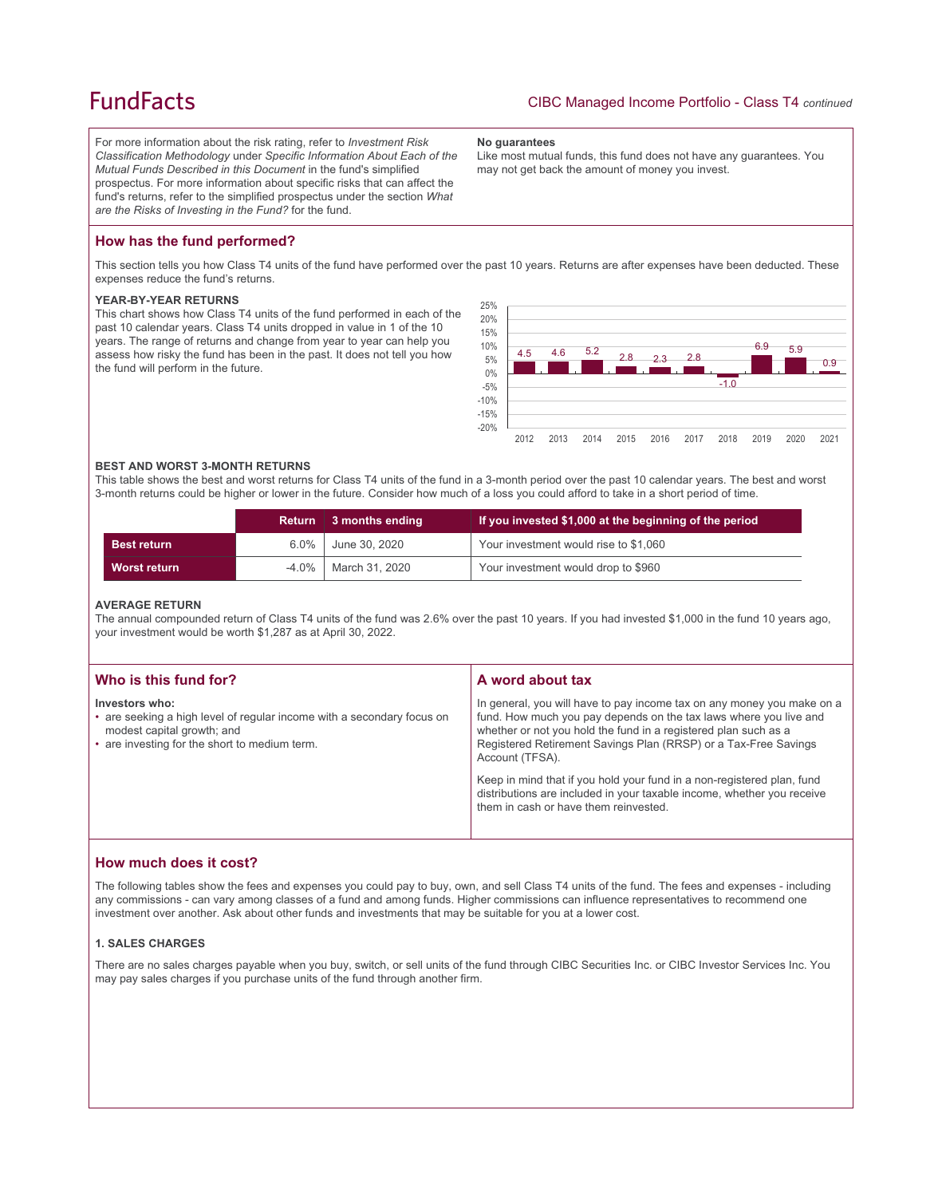For more information about the risk rating, refer to *Investment Risk Classification Methodology* under *Specific Information About Each of the Mutual Funds Described in this Document* in the fund's simplified prospectus. For more information about specific risks that can affect the fund's returns, refer to the simplified prospectus under the section *What are the Risks of Investing in the Fund?* for the fund.

**No guarantees**

Like most mutual funds, this fund does not have any guarantees. You may not get back the amount of money you invest.

## How has the fund performed?

This section tells you how Class T4 units of the fund have performed over the past 10 years. Returns are after expenses have been deducted. These expenses reduce the fund's returns.

### YEAR-BY-YEAR RETURNS

This chart shows how Class T4 units of the fund performed in each of the past 10 calendar years. Class T4 units dropped in value in 1 of the 10 years. The range of returns and change from year to year can help you assess how risky the fund has been in the past. It does not tell you how the fund will perform in the future.

| Year | 2012 | 2013 | 2014 | 2015 | 2016 | 2017 | 2018 | 2019 | 2020 | 2021 |
|---|---|---|---|---|---|---|---|---|---|---|
| Return (%) | 4.5 | 4.6 | 5.2 | 2.8 | 2.3 | 2.8 | -1.0 | 6.9 | 5.9 | 0.9 |

### BEST AND WORST 3-MONTH RETURNS

This table shows the best and worst returns for Class T4 units of the fund in a 3-month period over the past 10 calendar years. The best and worst 3-month returns could be higher or lower in the future. Consider how much of a loss you could afford to take in a short period of time.

| | Return | 3 months ending | If you invested $1,000 at the beginning of the period |
|---|---|---|---|
| **Best return** | 6.0% | June 30, 2020 | Your investment would rise to $1,060 |
| **Worst return** | -4.0% | March 31, 2020 | Your investment would drop to $960 |

### AVERAGE RETURN

The annual compounded return of Class T4 units of the fund was 2.6% over the past 10 years. If you had invested $1,000 in the fund 10 years ago, your investment would be worth $1,287 as at April 30, 2022.

## Who is this fund for?

**Investors who:**

- are seeking a high level of regular income with a secondary focus on modest capital growth; and
- are investing for the short to medium term.

## A word about tax

In general, you will have to pay income tax on any money you make on a fund. How much you pay depends on the tax laws where you live and whether or not you hold the fund in a registered plan such as a Registered Retirement Savings Plan (RRSP) or a Tax-Free Savings Account (TFSA).

Keep in mind that if you hold your fund in a non-registered plan, fund distributions are included in your taxable income, whether you receive them in cash or have them reinvested.

## How much does it cost?

The following tables show the fees and expenses you could pay to buy, own, and sell Class T4 units of the fund. The fees and expenses - including any commissions - can vary among classes of a fund and among funds. Higher commissions can influence representatives to recommend one investment over another. Ask about other funds and investments that may be suitable for you at a lower cost.

### 1. SALES CHARGES

There are no sales charges payable when you buy, switch, or sell units of the fund through CIBC Securities Inc. or CIBC Investor Services Inc. You may pay sales charges if you purchase units of the fund through another firm.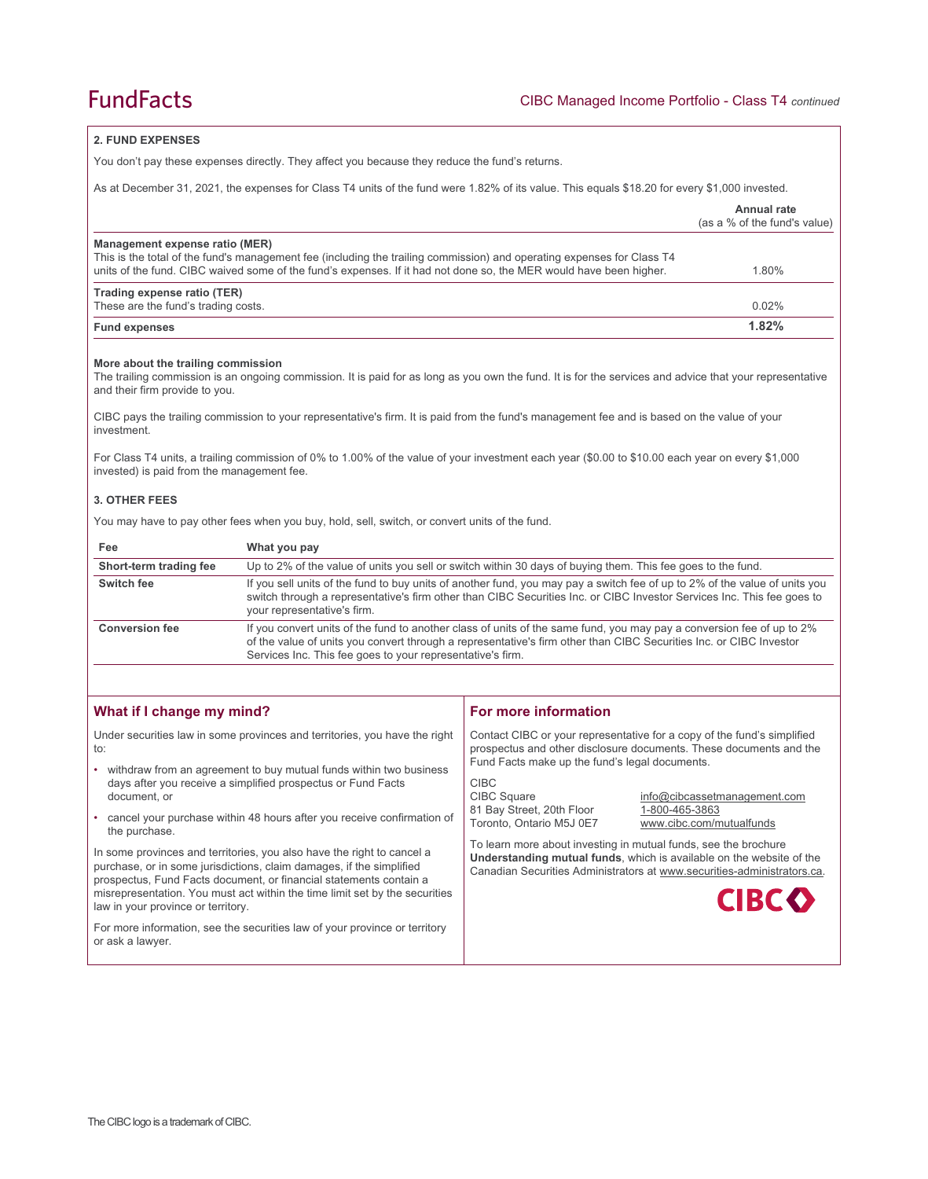## 2. FUND EXPENSES

You don't pay these expenses directly. They affect you because they reduce the fund's returns.

As at December 31, 2021, the expenses for Class T4 units of the fund were 1.82% of its value. This equals $18.20 for every $1,000 invested.

| | Annual rate (as a % of the fund's value) |
|---|---|
| **Management expense ratio (MER)**<br>This is the total of the fund's management fee (including the trailing commission) and operating expenses for Class T4 units of the fund. CIBC waived some of the fund's expenses. If it had not done so, the MER would have been higher. | 1.80% |
| **Trading expense ratio (TER)**<br>These are the fund's trading costs. | 0.02% |
| **Fund expenses** | **1.82%** |

### More about the trailing commission

The trailing commission is an ongoing commission. It is paid for as long as you own the fund. It is for the services and advice that your representative and their firm provide to you.

CIBC pays the trailing commission to your representative's firm. It is paid from the fund's management fee and is based on the value of your investment.

For Class T4 units, a trailing commission of 0% to 1.00% of the value of your investment each year ($0.00 to $10.00 each year on every $1,000 invested) is paid from the management fee.

## 3. OTHER FEES

You may have to pay other fees when you buy, hold, sell, switch, or convert units of the fund.

| Fee | What you pay |
|---|---|
| **Short-term trading fee** | Up to 2% of the value of units you sell or switch within 30 days of buying them. This fee goes to the fund. |
| **Switch fee** | If you sell units of the fund to buy units of another fund, you may pay a switch fee of up to 2% of the value of units you switch through a representative's firm other than CIBC Securities Inc. or CIBC Investor Services Inc. This fee goes to your representative's firm. |
| **Conversion fee** | If you convert units of the fund to another class of units of the same fund, you may pay a conversion fee of up to 2% of the value of units you convert through a representative's firm other than CIBC Securities Inc. or CIBC Investor Services Inc. This fee goes to your representative's firm. |

## What if I change my mind?

Under securities law in some provinces and territories, you have the right to:

- withdraw from an agreement to buy mutual funds within two business days after you receive a simplified prospectus or Fund Facts document, or
- cancel your purchase within 48 hours after you receive confirmation of the purchase.

In some provinces and territories, you also have the right to cancel a purchase, or in some jurisdictions, claim damages, if the simplified prospectus, Fund Facts document, or financial statements contain a misrepresentation. You must act within the time limit set by the securities law in your province or territory.

For more information, see the securities law of your province or territory or ask a lawyer.

## For more information

Contact CIBC or your representative for a copy of the fund's simplified prospectus and other disclosure documents. These documents and the Fund Facts make up the fund's legal documents.

CIBC
CIBC Square
81 Bay Street, 20th Floor
Toronto, Ontario M5J 0E7

info@cibcassetmanagement.com
1-800-465-3863
www.cibc.com/mutualfunds

To learn more about investing in mutual funds, see the brochure **Understanding mutual funds**, which is available on the website of the Canadian Securities Administrators at www.securities-administrators.ca.

The CIBC logo is a trademark of CIBC.